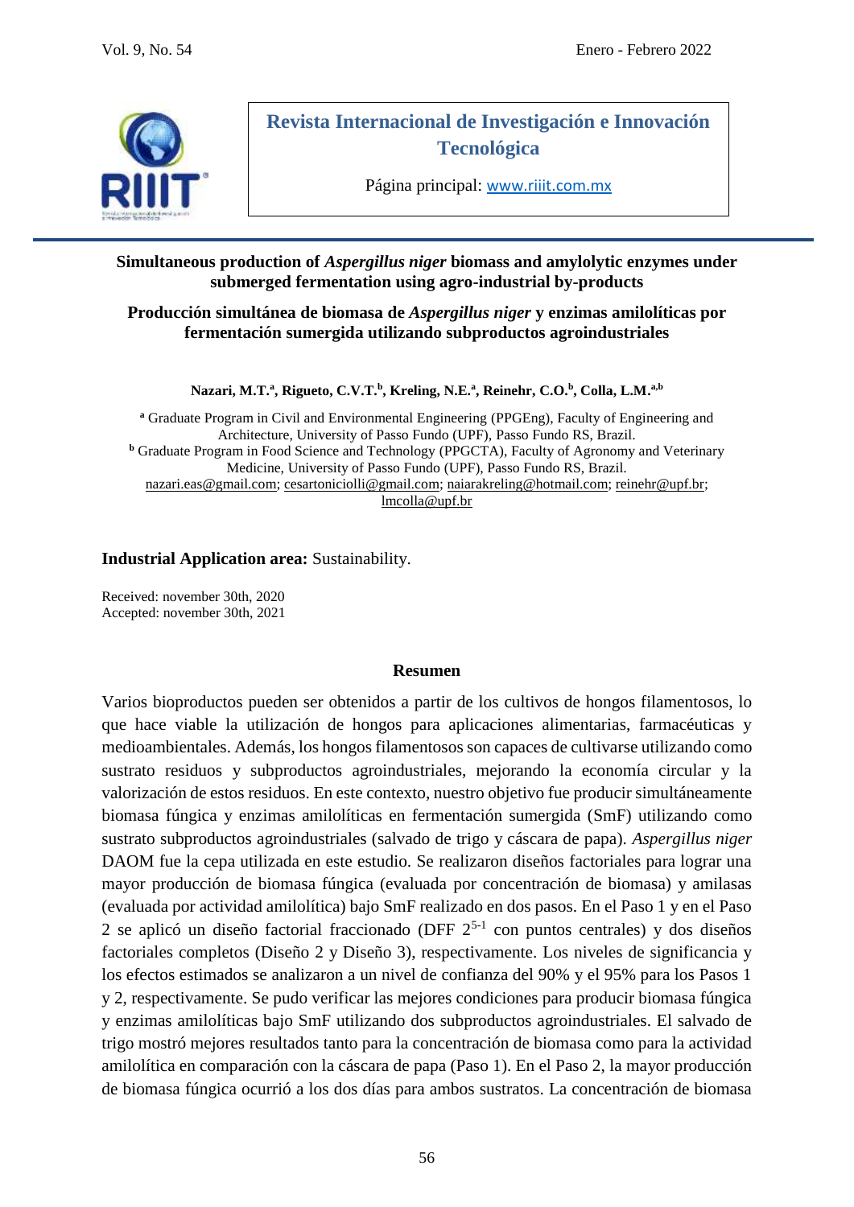**Revista Internacional de Investigación e Innovación Tecnológica**

Página principal: www.riiit.com.mx

# Simultaneous production of *Aspergillus niger* biomass and amylolytic enzymes under submerged fermentation using agro-industrial by-products

# Producción simultánea de biomasa de *Aspergillus niger* y enzimas amilolíticas por fermentación sumergida utilizando subproductos agroindustriales

**Nazari, M.T.[a], Rigueto, C.V.T.[b], Kreling, N.E.[a], Reinehr, C.O.[b], Colla, L.M.[a,b]**

[a] Graduate Program in Civil and Environmental Engineering (PPGEng), Faculty of Engineering and Architecture, University of Passo Fundo (UPF), Passo Fundo RS, Brazil.
[b] Graduate Program in Food Science and Technology (PPGCTA), Faculty of Agronomy and Veterinary Medicine, University of Passo Fundo (UPF), Passo Fundo RS, Brazil.
nazari.eas@gmail.com; cesartoniciolli@gmail.com; naiarakreling@hotmail.com; reinehr@upf.br; lmcolla@upf.br

**Industrial Application area:** Sustainability.

Received: november 30th, 2020
Accepted: november 30th, 2021

## Resumen

Varios bioproductos pueden ser obtenidos a partir de los cultivos de hongos filamentosos, lo que hace viable la utilización de hongos para aplicaciones alimentarias, farmacéuticas y medioambientales. Además, los hongos filamentosos son capaces de cultivarse utilizando como sustrato residuos y subproductos agroindustriales, mejorando la economía circular y la valorización de estos residuos. En este contexto, nuestro objetivo fue producir simultáneamente biomasa fúngica y enzimas amilolíticas en fermentación sumergida (SmF) utilizando como sustrato subproductos agroindustriales (salvado de trigo y cáscara de papa). *Aspergillus niger* DAOM fue la cepa utilizada en este estudio. Se realizaron diseños factoriales para lograr una mayor producción de biomasa fúngica (evaluada por concentración de biomasa) y amilasas (evaluada por actividad amilolítica) bajo SmF realizado en dos pasos. En el Paso 1 y en el Paso 2 se aplicó un diseño factorial fraccionado (DFF $2^{5-1}$ con puntos centrales) y dos diseños factoriales completos (Diseño 2 y Diseño 3), respectivamente. Los niveles de significancia y los efectos estimados se analizaron a un nivel de confianza del 90% y el 95% para los Pasos 1 y 2, respectivamente. Se pudo verificar las mejores condiciones para producir biomasa fúngica y enzimas amilolíticas bajo SmF utilizando dos subproductos agroindustriales. El salvado de trigo mostró mejores resultados tanto para la concentración de biomasa como para la actividad amilolítica en comparación con la cáscara de papa (Paso 1). En el Paso 2, la mayor producción de biomasa fúngica ocurrió a los dos días para ambos sustratos. La concentración de biomasa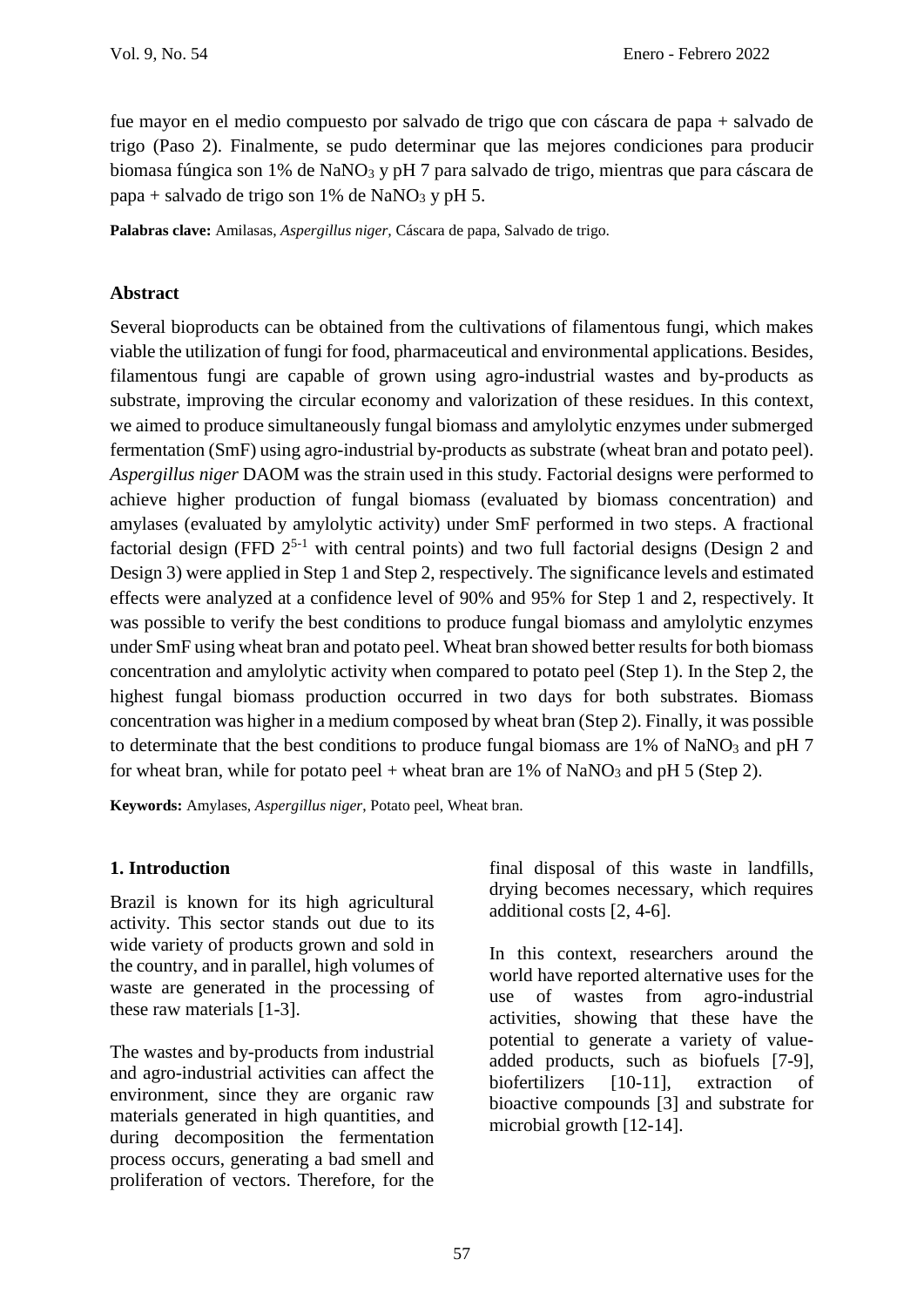fue mayor en el medio compuesto por salvado de trigo que con cáscara de papa + salvado de trigo (Paso 2). Finalmente, se pudo determinar que las mejores condiciones para producir biomasa fúngica son 1% de $NaNO_3$ y pH 7 para salvado de trigo, mientras que para cáscara de papa + salvado de trigo son 1% de $NaNO_3$ y pH 5.

**Palabras clave:** Amilasas, *Aspergillus niger*, Cáscara de papa, Salvado de trigo.

## Abstract

Several bioproducts can be obtained from the cultivations of filamentous fungi, which makes viable the utilization of fungi for food, pharmaceutical and environmental applications. Besides, filamentous fungi are capable of grown using agro-industrial wastes and by-products as substrate, improving the circular economy and valorization of these residues. In this context, we aimed to produce simultaneously fungal biomass and amylolytic enzymes under submerged fermentation (SmF) using agro-industrial by-products as substrate (wheat bran and potato peel). *Aspergillus niger* DAOM was the strain used in this study. Factorial designs were performed to achieve higher production of fungal biomass (evaluated by biomass concentration) and amylases (evaluated by amylolytic activity) under SmF performed in two steps. A fractional factorial design (FFD $2^{5-1}$ with central points) and two full factorial designs (Design 2 and Design 3) were applied in Step 1 and Step 2, respectively. The significance levels and estimated effects were analyzed at a confidence level of 90% and 95% for Step 1 and 2, respectively. It was possible to verify the best conditions to produce fungal biomass and amylolytic enzymes under SmF using wheat bran and potato peel. Wheat bran showed better results for both biomass concentration and amylolytic activity when compared to potato peel (Step 1). In the Step 2, the highest fungal biomass production occurred in two days for both substrates. Biomass concentration was higher in a medium composed by wheat bran (Step 2). Finally, it was possible to determinate that the best conditions to produce fungal biomass are 1% of $NaNO_3$ and pH 7 for wheat bran, while for potato peel + wheat bran are 1% of $NaNO_3$ and pH 5 (Step 2).

**Keywords:** Amylases, *Aspergillus niger*, Potato peel, Wheat bran.

## 1. Introduction

Brazil is known for its high agricultural activity. This sector stands out due to its wide variety of products grown and sold in the country, and in parallel, high volumes of waste are generated in the processing of these raw materials [1-3].

The wastes and by-products from industrial and agro-industrial activities can affect the environment, since they are organic raw materials generated in high quantities, and during decomposition the fermentation process occurs, generating a bad smell and proliferation of vectors. Therefore, for the final disposal of this waste in landfills, drying becomes necessary, which requires additional costs [2, 4-6].

In this context, researchers around the world have reported alternative uses for the use of wastes from agro-industrial activities, showing that these have the potential to generate a variety of value-added products, such as biofuels [7-9], biofertilizers [10-11], extraction of bioactive compounds [3] and substrate for microbial growth [12-14].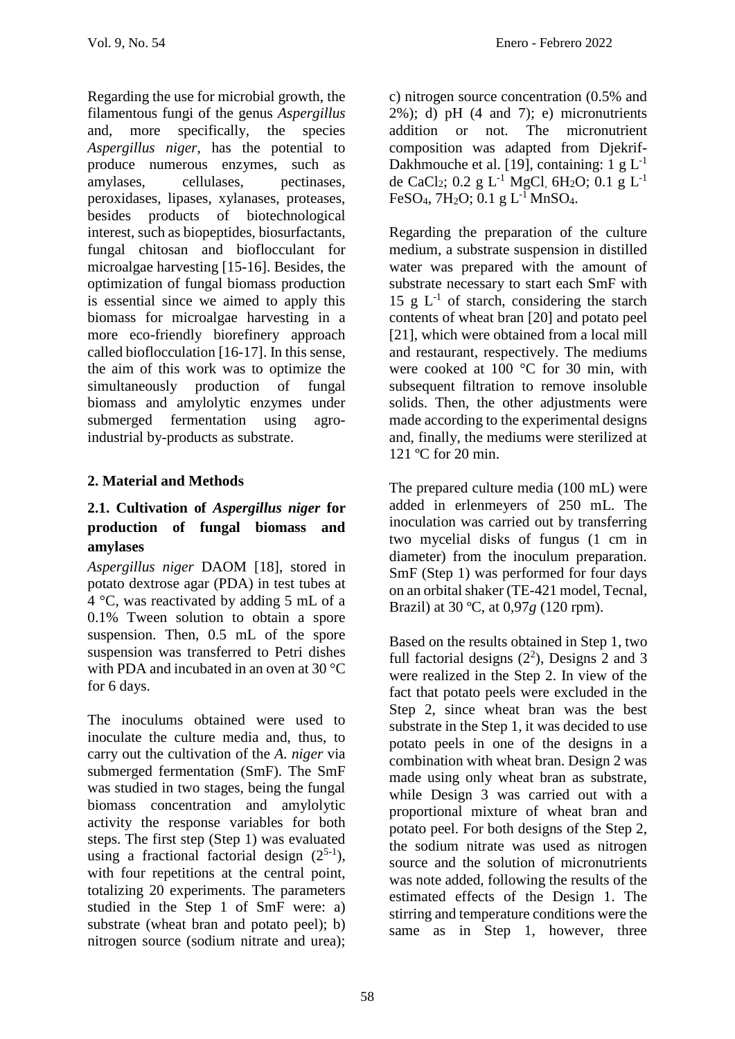Regarding the use for microbial growth, the filamentous fungi of the genus *Aspergillus* and, more specifically, the species *Aspergillus niger*, has the potential to produce numerous enzymes, such as amylases, cellulases, pectinases, peroxidases, lipases, xylanases, proteases, besides products of biotechnological interest, such as biopeptides, biosurfactants, fungal chitosan and bioflocculant for microalgae harvesting [15-16]. Besides, the optimization of fungal biomass production is essential since we aimed to apply this biomass for microalgae harvesting in a more eco-friendly biorefinery approach called bioflocculation [16-17]. In this sense, the aim of this work was to optimize the simultaneously production of fungal biomass and amylolytic enzymes under submerged fermentation using agro-industrial by-products as substrate.

## 2. Material and Methods

### 2.1. Cultivation of *Aspergillus niger* for production of fungal biomass and amylases

*Aspergillus niger* DAOM [18], stored in potato dextrose agar (PDA) in test tubes at 4 °C, was reactivated by adding 5 mL of a 0.1% Tween solution to obtain a spore suspension. Then, 0.5 mL of the spore suspension was transferred to Petri dishes with PDA and incubated in an oven at 30 °C for 6 days.

The inoculums obtained were used to inoculate the culture media and, thus, to carry out the cultivation of the *A. niger* via submerged fermentation (SmF). The SmF was studied in two stages, being the fungal biomass concentration and amylolytic activity the response variables for both steps. The first step (Step 1) was evaluated using a fractional factorial design ($2^{5-1}$), with four repetitions at the central point, totalizing 20 experiments. The parameters studied in the Step 1 of SmF were: a) substrate (wheat bran and potato peel); b) nitrogen source (sodium nitrate and urea); c) nitrogen source concentration (0.5% and 2%); d) pH (4 and 7); e) micronutrients addition or not. The micronutrient composition was adapted from Djekrif-Dakhmouche et al. [19], containing: 1 g $L^{-1}$ de $CaCl_2$; 0.2 g $L^{-1}$ $MgCl_, 6H_2O$; 0.1 g $L^{-1}$ $FeSO_4$, $7H_2O$; 0.1 g $L^{-1}$ $MnSO_4$.

Regarding the preparation of the culture medium, a substrate suspension in distilled water was prepared with the amount of substrate necessary to start each SmF with 15 g $L^{-1}$ of starch, considering the starch contents of wheat bran [20] and potato peel [21], which were obtained from a local mill and restaurant, respectively. The mediums were cooked at 100 °C for 30 min, with subsequent filtration to remove insoluble solids. Then, the other adjustments were made according to the experimental designs and, finally, the mediums were sterilized at 121 ºC for 20 min.

The prepared culture media (100 mL) were added in erlenmeyers of 250 mL. The inoculation was carried out by transferring two mycelial disks of fungus (1 cm in diameter) from the inoculum preparation. SmF (Step 1) was performed for four days on an orbital shaker (TE-421 model, Tecnal, Brazil) at 30 ºC, at 0,97*g* (120 rpm).

Based on the results obtained in Step 1, two full factorial designs ($2^2$), Designs 2 and 3 were realized in the Step 2. In view of the fact that potato peels were excluded in the Step 2, since wheat bran was the best substrate in the Step 1, it was decided to use potato peels in one of the designs in a combination with wheat bran. Design 2 was made using only wheat bran as substrate, while Design 3 was carried out with a proportional mixture of wheat bran and potato peel. For both designs of the Step 2, the sodium nitrate was used as nitrogen source and the solution of micronutrients was note added, following the results of the estimated effects of the Design 1. The stirring and temperature conditions were the same as in Step 1, however, three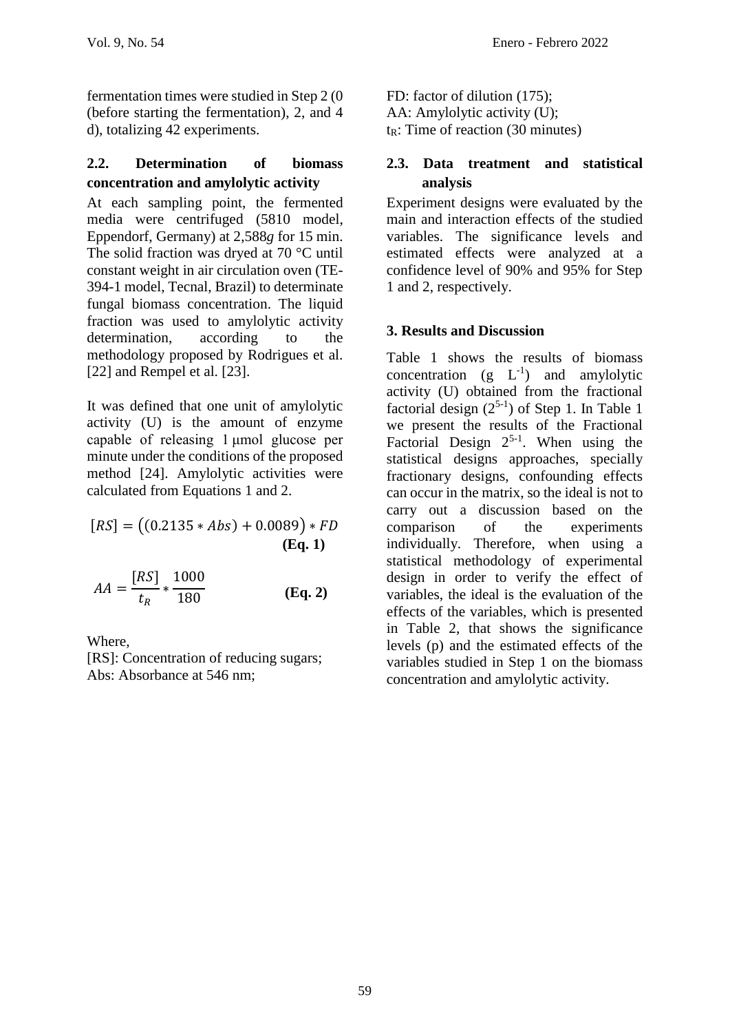fermentation times were studied in Step 2 (0 (before starting the fermentation), 2, and 4 d), totalizing 42 experiments.

## 2.2. Determination of biomass concentration and amylolytic activity

At each sampling point, the fermented media were centrifuged (5810 model, Eppendorf, Germany) at 2,588*g* for 15 min. The solid fraction was dryed at 70 °C until constant weight in air circulation oven (TE-394-1 model, Tecnal, Brazil) to determinate fungal biomass concentration. The liquid fraction was used to amylolytic activity determination, according to the methodology proposed by Rodrigues et al. [22] and Rempel et al. [23].

It was defined that one unit of amylolytic activity (U) is the amount of enzyme capable of releasing 1 μmol glucose per minute under the conditions of the proposed method [24]. Amylolytic activities were calculated from Equations 1 and 2.

$$[RS] = \left((0.2135 * Abs) + 0.0089\right) * FD \quad \textbf{(Eq. 1)}$$

$$AA = \frac{[RS]}{t_R} * \frac{1000}{180} \quad \textbf{(Eq. 2)}$$

Where,

[RS]: Concentration of reducing sugars;
Abs: Absorbance at 546 nm;
FD: factor of dilution (175);
AA: Amylolytic activity (U);
$t_R$: Time of reaction (30 minutes)

## 2.3. Data treatment and statistical analysis

Experiment designs were evaluated by the main and interaction effects of the studied variables. The significance levels and estimated effects were analyzed at a confidence level of 90% and 95% for Step 1 and 2, respectively.

# 3. Results and Discussion

Table 1 shows the results of biomass concentration (g $L^{-1}$) and amylolytic activity (U) obtained from the fractional factorial design ($2^{5-1}$) of Step 1. In Table 1 we present the results of the Fractional Factorial Design $2^{5-1}$. When using the statistical designs approaches, specially fractionary designs, confounding effects can occur in the matrix, so the ideal is not to carry out a discussion based on the comparison of the experiments individually. Therefore, when using a statistical methodology of experimental design in order to verify the effect of variables, the ideal is the evaluation of the effects of the variables, which is presented in Table 2, that shows the significance levels (p) and the estimated effects of the variables studied in Step 1 on the biomass concentration and amylolytic activity.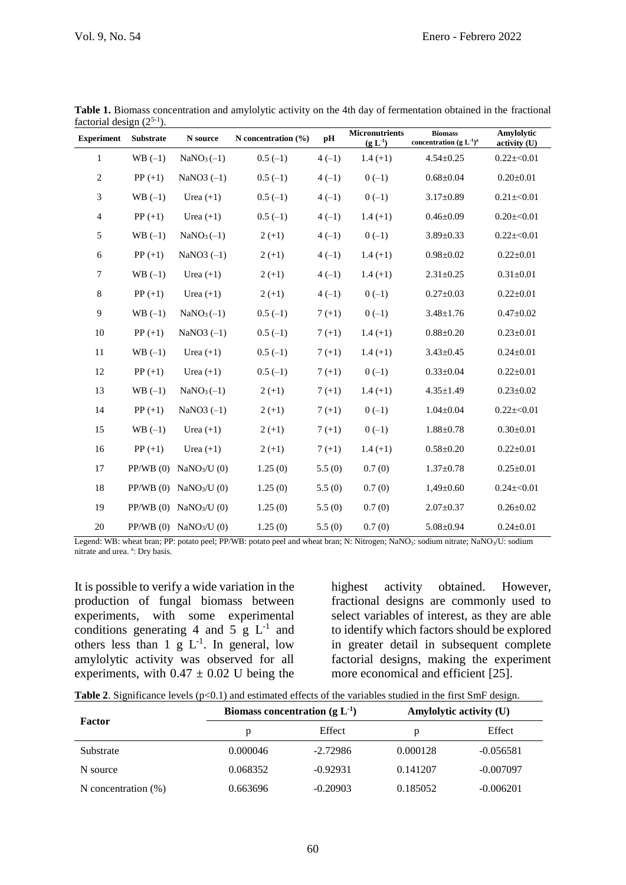**Table 1.** Biomass concentration and amylolytic activity on the 4th day of fermentation obtained in the fractional factorial design ($2^{5-1}$).

| Experiment | Substrate | N source | N concentration (%) | pH | Micronutrients ($g L^{-1}$) | Biomass concentration ($g L^{-1}$)[a] | Amylolytic activity (U) |
|---|---|---|---|---|---|---|---|
| 1 | WB (–1) | $NaNO_3$ (–1) | 0.5 (–1) | 4 (–1) | 1.4 (+1) | 4.54±0.25 | 0.22±<0.01 |
| 2 | PP (+1) | NaNO3 (–1) | 0.5 (–1) | 4 (–1) | 0 (–1) | 0.68±0.04 | 0.20±0.01 |
| 3 | WB (–1) | Urea (+1) | 0.5 (–1) | 4 (–1) | 0 (–1) | 3.17±0.89 | 0.21±<0.01 |
| 4 | PP (+1) | Urea (+1) | 0.5 (–1) | 4 (–1) | 1.4 (+1) | 0.46±0.09 | 0.20±<0.01 |
| 5 | WB (–1) | $NaNO_3$ (–1) | 2 (+1) | 4 (–1) | 0 (–1) | 3.89±0.33 | 0.22±<0.01 |
| 6 | PP (+1) | NaNO3 (–1) | 2 (+1) | 4 (–1) | 1.4 (+1) | 0.98±0.02 | 0.22±0.01 |
| 7 | WB (–1) | Urea (+1) | 2 (+1) | 4 (–1) | 1.4 (+1) | 2.31±0.25 | 0.31±0.01 |
| 8 | PP (+1) | Urea (+1) | 2 (+1) | 4 (–1) | 0 (–1) | 0.27±0.03 | 0.22±0.01 |
| 9 | WB (–1) | $NaNO_3$ (–1) | 0.5 (–1) | 7 (+1) | 0 (–1) | 3.48±1.76 | 0.47±0.02 |
| 10 | PP (+1) | NaNO3 (–1) | 0.5 (–1) | 7 (+1) | 1.4 (+1) | 0.88±0.20 | 0.23±0.01 |
| 11 | WB (–1) | Urea (+1) | 0.5 (–1) | 7 (+1) | 1.4 (+1) | 3.43±0.45 | 0.24±0.01 |
| 12 | PP (+1) | Urea (+1) | 0.5 (–1) | 7 (+1) | 0 (–1) | 0.33±0.04 | 0.22±0.01 |
| 13 | WB (–1) | $NaNO_3$ (–1) | 2 (+1) | 7 (+1) | 1.4 (+1) | 4.35±1.49 | 0.23±0.02 |
| 14 | PP (+1) | NaNO3 (–1) | 2 (+1) | 7 (+1) | 0 (–1) | 1.04±0.04 | 0.22±<0.01 |
| 15 | WB (–1) | Urea (+1) | 2 (+1) | 7 (+1) | 0 (–1) | 1.88±0.78 | 0.30±0.01 |
| 16 | PP (+1) | Urea (+1) | 2 (+1) | 7 (+1) | 1.4 (+1) | 0.58±0.20 | 0.22±0.01 |
| 17 | PP/WB (0) | $NaNO_3$/U (0) | 1.25 (0) | 5.5 (0) | 0.7 (0) | 1.37±0.78 | 0.25±0.01 |
| 18 | PP/WB (0) | $NaNO_3$/U (0) | 1.25 (0) | 5.5 (0) | 0.7 (0) | 1,49±0.60 | 0.24±<0.01 |
| 19 | PP/WB (0) | $NaNO_3$/U (0) | 1.25 (0) | 5.5 (0) | 0.7 (0) | 2.07±0.37 | 0.26±0.02 |
| 20 | PP/WB (0) | $NaNO_3$/U (0) | 1.25 (0) | 5.5 (0) | 0.7 (0) | 5.08±0.94 | 0.24±0.01 |

Legend: WB: wheat bran; PP: potato peel; PP/WB: potato peel and wheat bran; N: Nitrogen; $NaNO_3$: sodium nitrate; $NaNO_3$/U: sodium nitrate and urea. [a]: Dry basis.

It is possible to verify a wide variation in the production of fungal biomass between experiments, with some experimental conditions generating 4 and 5 g $L^{-1}$ and others less than 1 g $L^{-1}$. In general, low amylolytic activity was observed for all experiments, with 0.47 ± 0.02 U being the highest activity obtained. However, fractional designs are commonly used to select variables of interest, as they are able to identify which factors should be explored in greater detail in subsequent complete factorial designs, making the experiment more economical and efficient [25].

**Table 2**. Significance levels ($p<0.1$) and estimated effects of the variables studied in the first SmF design.

| Factor | Biomass concentration ($g L^{-1}$) | | Amylolytic activity (U) | |
|---|---|---|---|---|
| | p | Effect | p | Effect |
| Substrate | 0.000046 | -2.72986 | 0.000128 | -0.056581 |
| N source | 0.068352 | -0.92931 | 0.141207 | -0.007097 |
| N concentration (%) | 0.663696 | -0.20903 | 0.185052 | -0.006201 |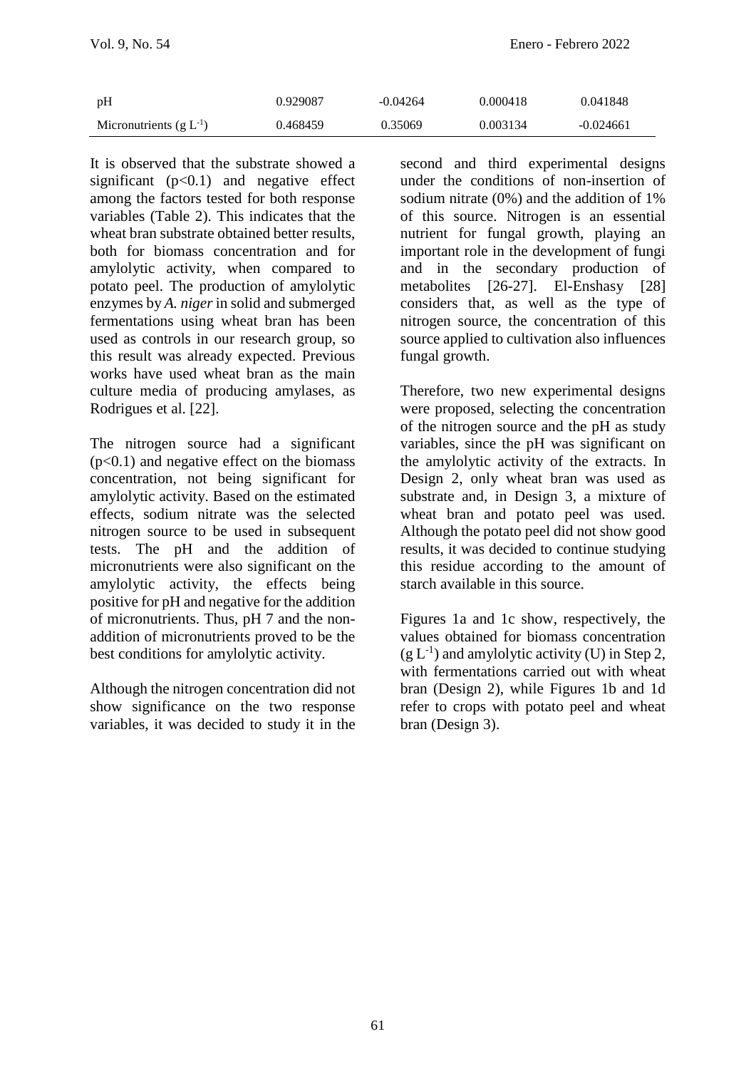| | | | | |
|---|---|---|---|---|
| pH | 0.929087 | -0.04264 | 0.000418 | 0.041848 |
| Micronutrients (g $L^{-1}$) | 0.468459 | 0.35069 | 0.003134 | -0.024661 |

It is observed that the substrate showed a significant ($p<0.1$) and negative effect among the factors tested for both response variables (Table 2). This indicates that the wheat bran substrate obtained better results, both for biomass concentration and for amylolytic activity, when compared to potato peel. The production of amylolytic enzymes by *A. niger* in solid and submerged fermentations using wheat bran has been used as controls in our research group, so this result was already expected. Previous works have used wheat bran as the main culture media of producing amylases, as Rodrigues et al. [22].

The nitrogen source had a significant ($p<0.1$) and negative effect on the biomass concentration, not being significant for amylolytic activity. Based on the estimated effects, sodium nitrate was the selected nitrogen source to be used in subsequent tests. The pH and the addition of micronutrients were also significant on the amylolytic activity, the effects being positive for pH and negative for the addition of micronutrients. Thus, pH 7 and the non-addition of micronutrients proved to be the best conditions for amylolytic activity.

Although the nitrogen concentration did not show significance on the two response variables, it was decided to study it in the second and third experimental designs under the conditions of non-insertion of sodium nitrate (0%) and the addition of 1% of this source. Nitrogen is an essential nutrient for fungal growth, playing an important role in the development of fungi and in the secondary production of metabolites [26-27]. El-Enshasy [28] considers that, as well as the type of nitrogen source, the concentration of this source applied to cultivation also influences fungal growth.

Therefore, two new experimental designs were proposed, selecting the concentration of the nitrogen source and the pH as study variables, since the pH was significant on the amylolytic activity of the extracts. In Design 2, only wheat bran was used as substrate and, in Design 3, a mixture of wheat bran and potato peel was used. Although the potato peel did not show good results, it was decided to continue studying this residue according to the amount of starch available in this source.

Figures 1a and 1c show, respectively, the values obtained for biomass concentration (g $L^{-1}$) and amylolytic activity (U) in Step 2, with fermentations carried out with wheat bran (Design 2), while Figures 1b and 1d refer to crops with potato peel and wheat bran (Design 3).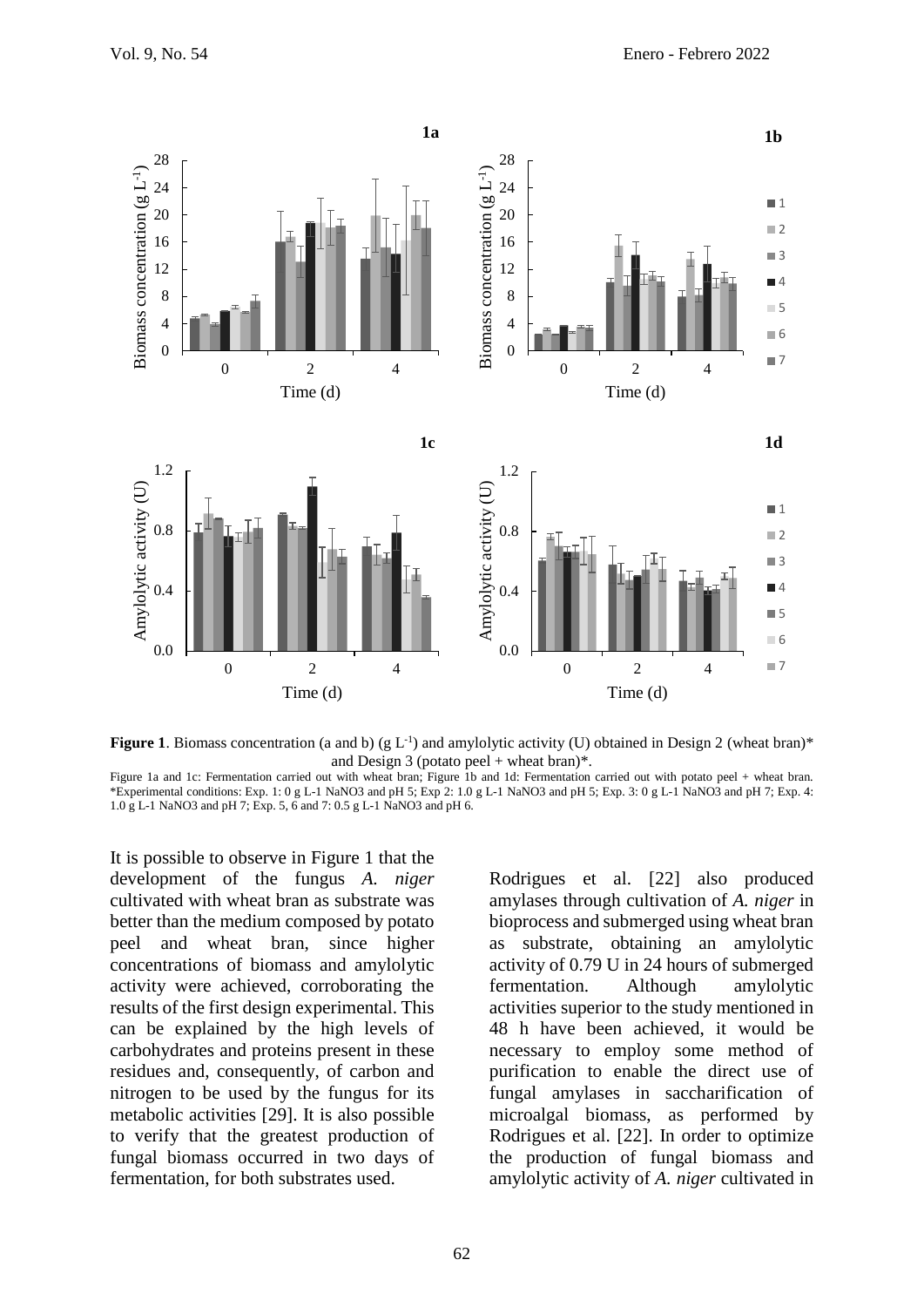**Figure 1**. Biomass concentration (a and b) (g $L^{-1}$) and amylolytic activity (U) obtained in Design 2 (wheat bran)* and Design 3 (potato peel + wheat bran)*.

Figure 1a and 1c: Fermentation carried out with wheat bran; Figure 1b and 1d: Fermentation carried out with potato peel + wheat bran. *Experimental conditions: Exp. 1: 0 g L-1 NaNO3 and pH 5; Exp 2: 1.0 g L-1 NaNO3 and pH 5; Exp. 3: 0 g L-1 NaNO3 and pH 7; Exp. 4: 1.0 g L-1 NaNO3 and pH 7; Exp. 5, 6 and 7: 0.5 g L-1 NaNO3 and pH 6.

It is possible to observe in Figure 1 that the development of the fungus *A. niger* cultivated with wheat bran as substrate was better than the medium composed by potato peel and wheat bran, since higher concentrations of biomass and amylolytic activity were achieved, corroborating the results of the first design experimental. This can be explained by the high levels of carbohydrates and proteins present in these residues and, consequently, of carbon and nitrogen to be used by the fungus for its metabolic activities [29]. It is also possible to verify that the greatest production of fungal biomass occurred in two days of fermentation, for both substrates used.

Rodrigues et al. [22] also produced amylases through cultivation of *A. niger* in bioprocess and submerged using wheat bran as substrate, obtaining an amylolytic activity of 0.79 U in 24 hours of submerged fermentation. Although amylolytic activities superior to the study mentioned in 48 h have been achieved, it would be necessary to employ some method of purification to enable the direct use of fungal amylases in saccharification of microalgal biomass, as performed by Rodrigues et al. [22]. In order to optimize the production of fungal biomass and amylolytic activity of *A. niger* cultivated in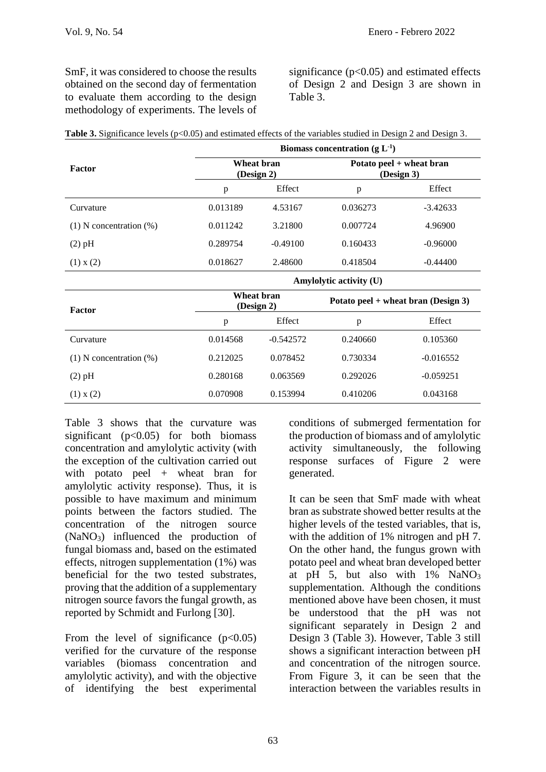SmF, it was considered to choose the results obtained on the second day of fermentation to evaluate them according to the design methodology of experiments. The levels of significance ($p<0.05$) and estimated effects of Design 2 and Design 3 are shown in Table 3.

**Table 3.** Significance levels ($p<0.05$) and estimated effects of the variables studied in Design 2 and Design 3.

| Factor | Biomass concentration (g $L^{-1}$) | | | |
|---|---|---|---|---|
| | Wheat bran (Design 2) | | Potato peel + wheat bran (Design 3) | |
| | p | Effect | p | Effect |
| Curvature | 0.013189 | 4.53167 | 0.036273 | -3.42633 |
| (1) N concentration (%) | 0.011242 | 3.21800 | 0.007724 | 4.96900 |
| (2) pH | 0.289754 | -0.49100 | 0.160433 | -0.96000 |
| (1) x (2) | 0.018627 | 2.48600 | 0.418504 | -0.44400 |
| | **Amylolytic activity (U)** | | | |
| **Factor** | **Wheat bran (Design 2)** | | **Potato peel + wheat bran (Design 3)** | |
| | p | Effect | p | Effect |
| Curvature | 0.014568 | -0.542572 | 0.240660 | 0.105360 |
| (1) N concentration (%) | 0.212025 | 0.078452 | 0.730334 | -0.016552 |
| (2) pH | 0.280168 | 0.063569 | 0.292026 | -0.059251 |
| (1) x (2) | 0.070908 | 0.153994 | 0.410206 | 0.043168 |

Table 3 shows that the curvature was significant ($p<0.05$) for both biomass concentration and amylolytic activity (with the exception of the cultivation carried out with potato peel + wheat bran for amylolytic activity response). Thus, it is possible to have maximum and minimum points between the factors studied. The concentration of the nitrogen source ($NaNO_3$) influenced the production of fungal biomass and, based on the estimated effects, nitrogen supplementation (1%) was beneficial for the two tested substrates, proving that the addition of a supplementary nitrogen source favors the fungal growth, as reported by Schmidt and Furlong [30].

From the level of significance ($p<0.05$) verified for the curvature of the response variables (biomass concentration and amylolytic activity), and with the objective of identifying the best experimental conditions of submerged fermentation for the production of biomass and of amylolytic activity simultaneously, the following response surfaces of Figure 2 were generated.

It can be seen that SmF made with wheat bran as substrate showed better results at the higher levels of the tested variables, that is, with the addition of 1% nitrogen and pH 7. On the other hand, the fungus grown with potato peel and wheat bran developed better at pH 5, but also with 1% $NaNO_3$ supplementation. Although the conditions mentioned above have been chosen, it must be understood that the pH was not significant separately in Design 2 and Design 3 (Table 3). However, Table 3 still shows a significant interaction between pH and concentration of the nitrogen source. From Figure 3, it can be seen that the interaction between the variables results in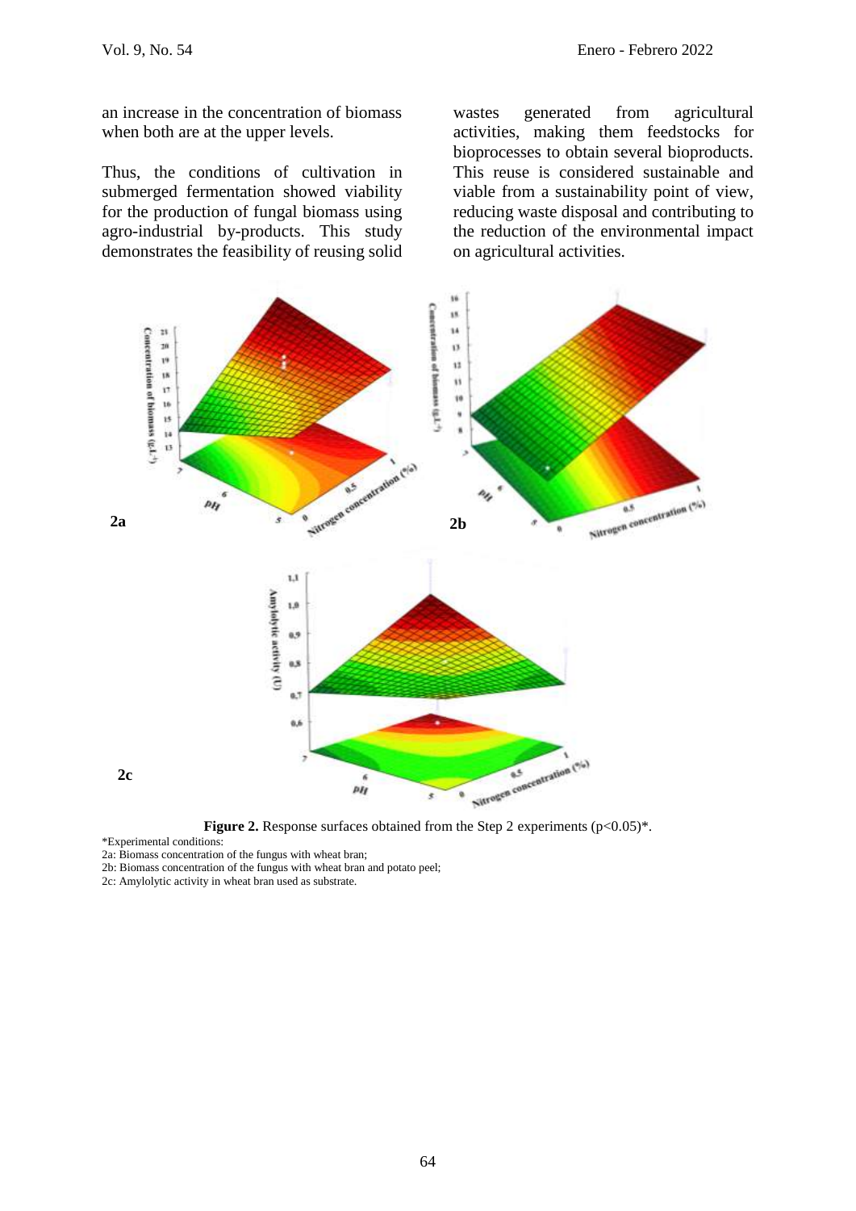an increase in the concentration of biomass when both are at the upper levels.

Thus, the conditions of cultivation in submerged fermentation showed viability for the production of fungal biomass using agro-industrial by-products. This study demonstrates the feasibility of reusing solid wastes generated from agricultural activities, making them feedstocks for bioprocesses to obtain several bioproducts. This reuse is considered sustainable and viable from a sustainability point of view, reducing waste disposal and contributing to the reduction of the environmental impact on agricultural activities.

**Figure 2.** Response surfaces obtained from the Step 2 experiments ($p<0.05$)*.

*Experimental conditions:
2a: Biomass concentration of the fungus with wheat bran;
2b: Biomass concentration of the fungus with wheat bran and potato peel;
2c: Amylolytic activity in wheat bran used as substrate.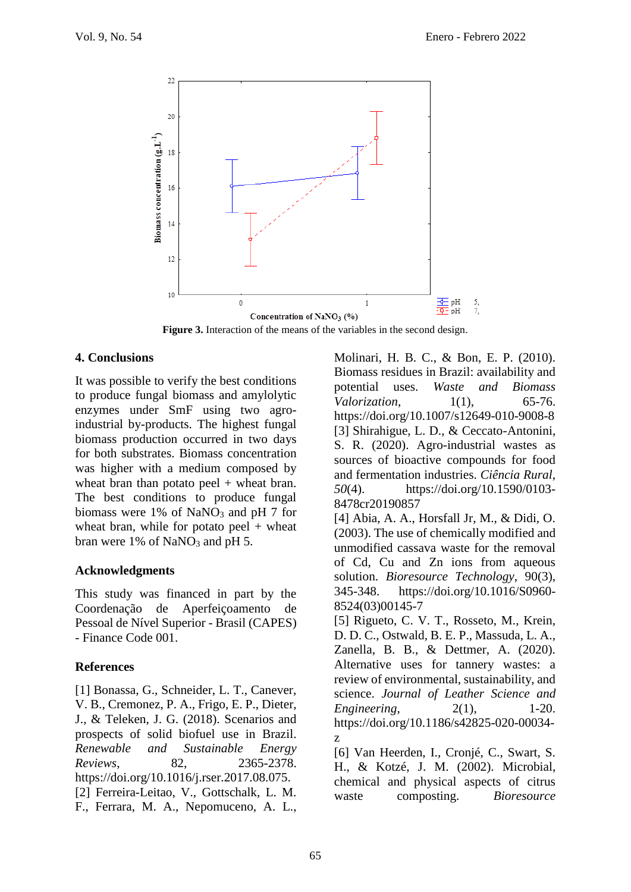Figure 3. Interaction of the means of the variables in the second design.

## 4. Conclusions

It was possible to verify the best conditions to produce fungal biomass and amylolytic enzymes under SmF using two agro-industrial by-products. The highest fungal biomass production occurred in two days for both substrates. Biomass concentration was higher with a medium composed by wheat bran than potato peel + wheat bran. The best conditions to produce fungal biomass were 1% of $NaNO_3$ and pH 7 for wheat bran, while for potato peel + wheat bran were 1% of $NaNO_3$ and pH 5.

## Acknowledgments

This study was financed in part by the Coordenação de Aperfeiçoamento de Pessoal de Nível Superior - Brasil (CAPES) - Finance Code 001.

## References

[1] Bonassa, G., Schneider, L. T., Canever, V. B., Cremonez, P. A., Frigo, E. P., Dieter, J., & Teleken, J. G. (2018). Scenarios and prospects of solid biofuel use in Brazil. *Renewable and Sustainable Energy Reviews*, 82, 2365-2378. https://doi.org/10.1016/j.rser.2017.08.075.

[2] Ferreira-Leitao, V., Gottschalk, L. M. F., Ferrara, M. A., Nepomuceno, A. L., Molinari, H. B. C., & Bon, E. P. (2010). Biomass residues in Brazil: availability and potential uses. *Waste and Biomass Valorization*, 1(1), 65-76. https://doi.org/10.1007/s12649-010-9008-8

[3] Shirahigue, L. D., & Ceccato-Antonini, S. R. (2020). Agro-industrial wastes as sources of bioactive compounds for food and fermentation industries. *Ciência Rural*, *50*(4). https://doi.org/10.1590/0103-8478cr20190857

[4] Abia, A. A., Horsfall Jr, M., & Didi, O. (2003). The use of chemically modified and unmodified cassava waste for the removal of Cd, Cu and Zn ions from aqueous solution. *Bioresource Technology*, 90(3), 345-348. https://doi.org/10.1016/S0960-8524(03)00145-7

[5] Rigueto, C. V. T., Rosseto, M., Krein, D. D. C., Ostwald, B. E. P., Massuda, L. A., Zanella, B. B., & Dettmer, A. (2020). Alternative uses for tannery wastes: a review of environmental, sustainability, and science. *Journal of Leather Science and Engineering*, 2(1), 1-20. https://doi.org/10.1186/s42825-020-00034-z

[6] Van Heerden, I., Cronjé, C., Swart, S. H., & Kotzé, J. M. (2002). Microbial, chemical and physical aspects of citrus waste composting. *Bioresource*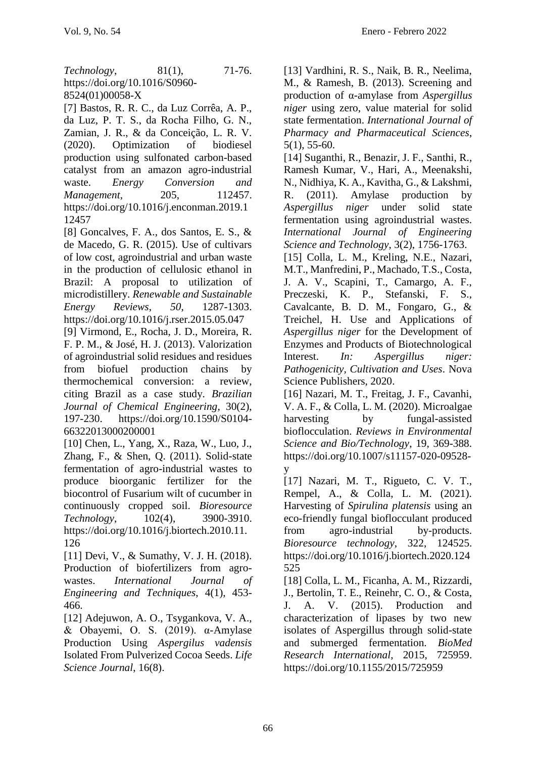*Technology*, 81(1), 71-76. https://doi.org/10.1016/S0960-8524(01)00058-X

[7] Bastos, R. R. C., da Luz Corrêa, A. P., da Luz, P. T. S., da Rocha Filho, G. N., Zamian, J. R., & da Conceição, L. R. V. (2020). Optimization of biodiesel production using sulfonated carbon-based catalyst from an amazon agro-industrial waste. *Energy Conversion and Management*, 205, 112457. https://doi.org/10.1016/j.enconman.2019.112457

[8] Goncalves, F. A., dos Santos, E. S., & de Macedo, G. R. (2015). Use of cultivars of low cost, agroindustrial and urban waste in the production of cellulosic ethanol in Brazil: A proposal to utilization of microdistillery. *Renewable and Sustainable Energy Reviews*, *50*, 1287-1303. https://doi.org/10.1016/j.rser.2015.05.047

[9] Virmond, E., Rocha, J. D., Moreira, R. F. P. M., & José, H. J. (2013). Valorization of agroindustrial solid residues and residues from biofuel production chains by thermochemical conversion: a review, citing Brazil as a case study. *Brazilian Journal of Chemical Engineering*, 30(2), 197-230. https://doi.org/10.1590/S0104-66322013000200001

[10] Chen, L., Yang, X., Raza, W., Luo, J., Zhang, F., & Shen, Q. (2011). Solid-state fermentation of agro-industrial wastes to produce bioorganic fertilizer for the biocontrol of Fusarium wilt of cucumber in continuously cropped soil. *Bioresource Technology*, 102(4), 3900-3910. https://doi.org/10.1016/j.biortech.2010.11.126

[11] Devi, V., & Sumathy, V. J. H. (2018). Production of biofertilizers from agro-wastes. *International Journal of Engineering and Techniques*, 4(1), 453-466.

[12] Adejuwon, A. O., Tsygankova, V. A., & Obayemi, O. S. (2019). α-Amylase Production Using *Aspergilus vadensis* Isolated From Pulverized Cocoa Seeds. *Life Science Journal*, 16(8).

[13] Vardhini, R. S., Naik, B. R., Neelima, M., & Ramesh, B. (2013). Screening and production of α-amylase from *Aspergillus niger* using zero, value material for solid state fermentation. *International Journal of Pharmacy and Pharmaceutical Sciences*, 5(1), 55-60.

[14] Suganthi, R., Benazir, J. F., Santhi, R., Ramesh Kumar, V., Hari, A., Meenakshi, N., Nidhiya, K. A., Kavitha, G., & Lakshmi, R. (2011). Amylase production by *Aspergillus niger* under solid state fermentation using agroindustrial wastes. *International Journal of Engineering Science and Technology*, 3(2), 1756-1763.

[15] Colla, L. M., Kreling, N.E., Nazari, M.T., Manfredini, P., Machado, T.S., Costa, J. A. V., Scapini, T., Camargo, A. F., Preczeski, K. P., Stefanski, F. S., Cavalcante, B. D. M., Fongaro, G., & Treichel, H. Use and Applications of *Aspergillus niger* for the Development of Enzymes and Products of Biotechnological Interest. *In: Aspergillus niger: Pathogenicity, Cultivation and Uses*. Nova Science Publishers, 2020.

[16] Nazari, M. T., Freitag, J. F., Cavanhi, V. A. F., & Colla, L. M. (2020). Microalgae harvesting by fungal-assisted bioflocculation. *Reviews in Environmental Science and Bio/Technology*, 19, 369-388. https://doi.org/10.1007/s11157-020-09528-y

[17] Nazari, M. T., Rigueto, C. V. T., Rempel, A., & Colla, L. M. (2021). Harvesting of *Spirulina platensis* using an eco-friendly fungal bioflocculant produced from agro-industrial by-products. *Bioresource technology*, 322, 124525. https://doi.org/10.1016/j.biortech.2020.124525

[18] Colla, L. M., Ficanha, A. M., Rizzardi, J., Bertolin, T. E., Reinehr, C. O., & Costa, J. A. V. (2015). Production and characterization of lipases by two new isolates of Aspergillus through solid-state and submerged fermentation. *BioMed Research International*, 2015, 725959. https://doi.org/10.1155/2015/725959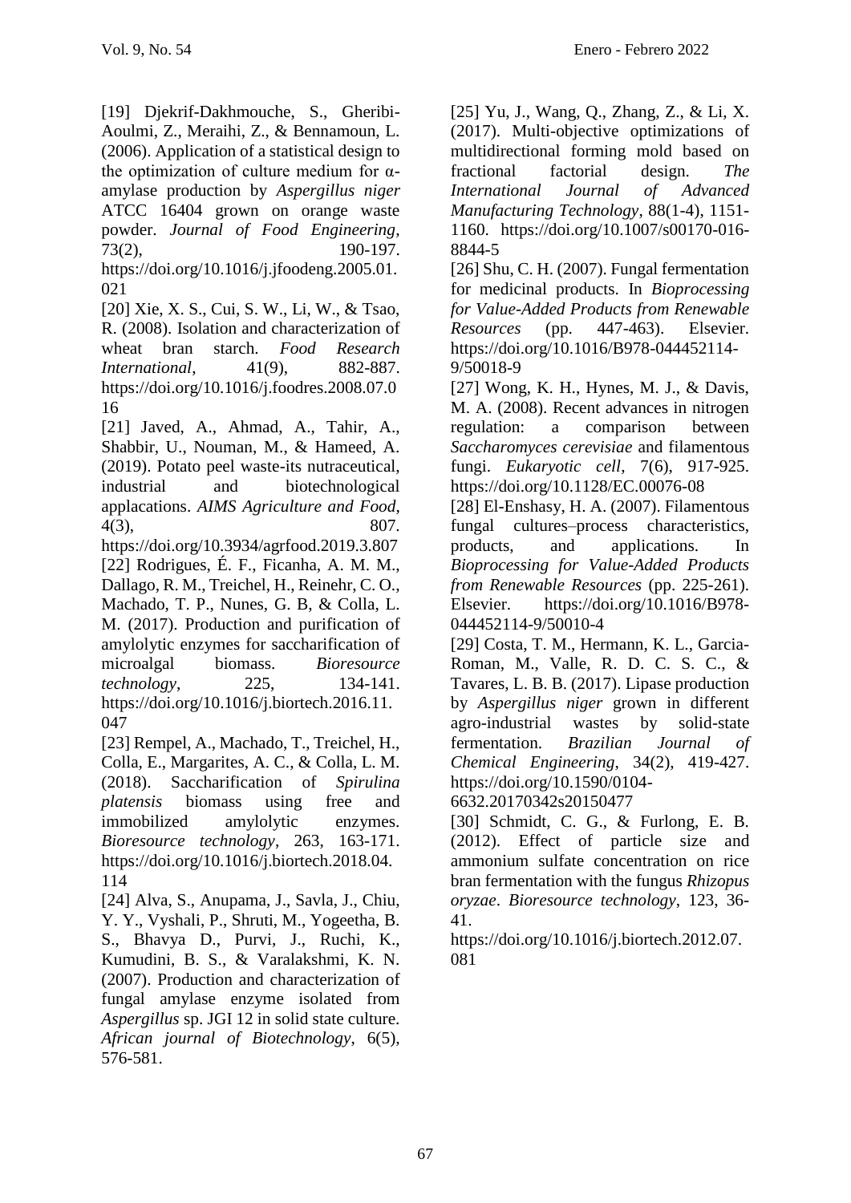[19] Djekrif-Dakhmouche, S., Gheribi-Aoulmi, Z., Meraihi, Z., & Bennamoun, L. (2006). Application of a statistical design to the optimization of culture medium for α-amylase production by *Aspergillus niger* ATCC 16404 grown on orange waste powder. *Journal of Food Engineering*, 73(2), 190-197. https://doi.org/10.1016/j.jfoodeng.2005.01.021

[20] Xie, X. S., Cui, S. W., Li, W., & Tsao, R. (2008). Isolation and characterization of wheat bran starch. *Food Research International*, 41(9), 882-887. https://doi.org/10.1016/j.foodres.2008.07.016

[21] Javed, A., Ahmad, A., Tahir, A., Shabbir, U., Nouman, M., & Hameed, A. (2019). Potato peel waste-its nutraceutical, industrial and biotechnological applacations. *AIMS Agriculture and Food*, 4(3), 807. https://doi.org/10.3934/agrfood.2019.3.807

[22] Rodrigues, É. F., Ficanha, A. M. M., Dallago, R. M., Treichel, H., Reinehr, C. O., Machado, T. P., Nunes, G. B, & Colla, L. M. (2017). Production and purification of amylolytic enzymes for saccharification of microalgal biomass. *Bioresource technology*, 225, 134-141. https://doi.org/10.1016/j.biortech.2016.11.047

[23] Rempel, A., Machado, T., Treichel, H., Colla, E., Margarites, A. C., & Colla, L. M. (2018). Saccharification of *Spirulina platensis* biomass using free and immobilized amylolytic enzymes. *Bioresource technology*, 263, 163-171. https://doi.org/10.1016/j.biortech.2018.04.114

[24] Alva, S., Anupama, J., Savla, J., Chiu, Y. Y., Vyshali, P., Shruti, M., Yogeetha, B. S., Bhavya D., Purvi, J., Ruchi, K., Kumudini, B. S., & Varalakshmi, K. N. (2007). Production and characterization of fungal amylase enzyme isolated from *Aspergillus* sp. JGI 12 in solid state culture. *African journal of Biotechnology*, 6(5), 576-581.

[25] Yu, J., Wang, Q., Zhang, Z., & Li, X. (2017). Multi-objective optimizations of multidirectional forming mold based on fractional factorial design. *The International Journal of Advanced Manufacturing Technology*, 88(1-4), 1151-1160. https://doi.org/10.1007/s00170-016-8844-5

[26] Shu, C. H. (2007). Fungal fermentation for medicinal products. In *Bioprocessing for Value-Added Products from Renewable Resources* (pp. 447-463). Elsevier. https://doi.org/10.1016/B978-044452114-9/50018-9

[27] Wong, K. H., Hynes, M. J., & Davis, M. A. (2008). Recent advances in nitrogen regulation: a comparison between *Saccharomyces cerevisiae* and filamentous fungi. *Eukaryotic cell*, 7(6), 917-925. https://doi.org/10.1128/EC.00076-08

[28] El-Enshasy, H. A. (2007). Filamentous fungal cultures–process characteristics, products, and applications. In *Bioprocessing for Value-Added Products from Renewable Resources* (pp. 225-261). Elsevier. https://doi.org/10.1016/B978-044452114-9/50010-4

[29] Costa, T. M., Hermann, K. L., Garcia-Roman, M., Valle, R. D. C. S. C., & Tavares, L. B. B. (2017). Lipase production by *Aspergillus niger* grown in different agro-industrial wastes by solid-state fermentation. *Brazilian Journal of Chemical Engineering*, 34(2), 419-427. https://doi.org/10.1590/0104-6632.20170342s20150477

[30] Schmidt, C. G., & Furlong, E. B. (2012). Effect of particle size and ammonium sulfate concentration on rice bran fermentation with the fungus *Rhizopus oryzae*. *Bioresource technology*, 123, 36-41. https://doi.org/10.1016/j.biortech.2012.07.081